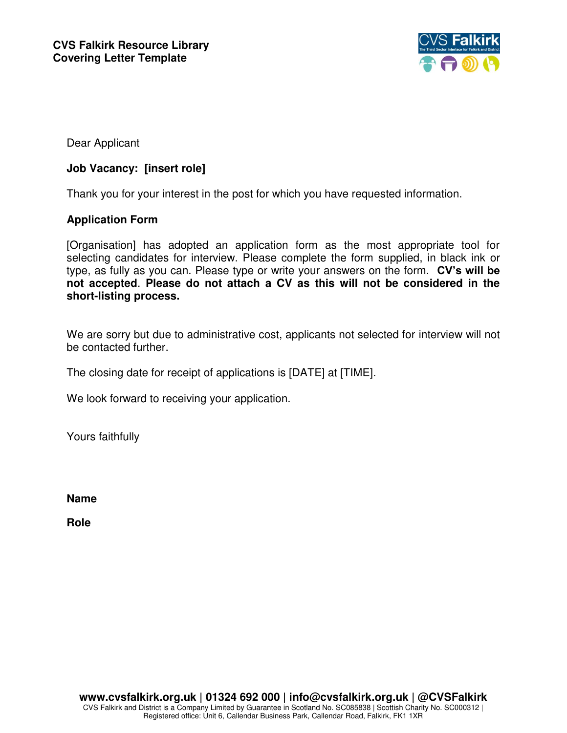**CVS Falkirk Resource Library**
**Covering Letter Template**

Dear Applicant

**Job Vacancy: [insert role]**

Thank you for your interest in the post for which you have requested information.

**Application Form**

[Organisation] has adopted an application form as the most appropriate tool for selecting candidates for interview. Please complete the form supplied, in black ink or type, as fully as you can. Please type or write your answers on the form. **CV's will be not accepted**. **Please do not attach a CV as this will not be considered in the short-listing process.**

We are sorry but due to administrative cost, applicants not selected for interview will not be contacted further.

The closing date for receipt of applications is [DATE] at [TIME].

We look forward to receiving your application.

Yours faithfully

**Name**

**Role**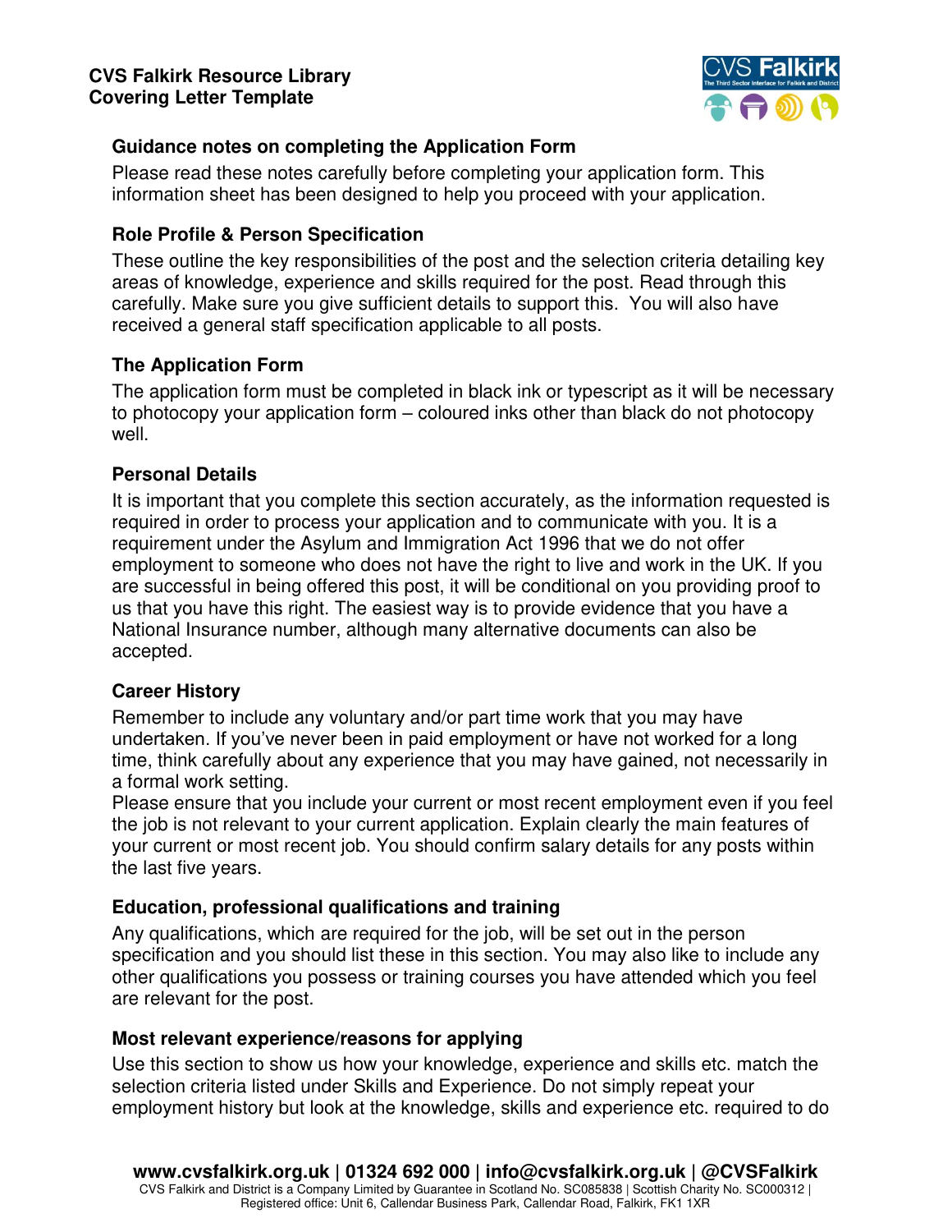## Guidance notes on completing the Application Form

Please read these notes carefully before completing your application form. This information sheet has been designed to help you proceed with your application.

### Role Profile & Person Specification

These outline the key responsibilities of the post and the selection criteria detailing key areas of knowledge, experience and skills required for the post. Read through this carefully. Make sure you give sufficient details to support this.  You will also have received a general staff specification applicable to all posts.

### The Application Form

The application form must be completed in black ink or typescript as it will be necessary to photocopy your application form – coloured inks other than black do not photocopy well.

### Personal Details

It is important that you complete this section accurately, as the information requested is required in order to process your application and to communicate with you. It is a requirement under the Asylum and Immigration Act 1996 that we do not offer employment to someone who does not have the right to live and work in the UK. If you are successful in being offered this post, it will be conditional on you providing proof to us that you have this right. The easiest way is to provide evidence that you have a National Insurance number, although many alternative documents can also be accepted.

### Career History

Remember to include any voluntary and/or part time work that you may have undertaken. If you've never been in paid employment or have not worked for a long time, think carefully about any experience that you may have gained, not necessarily in a formal work setting.

Please ensure that you include your current or most recent employment even if you feel the job is not relevant to your current application. Explain clearly the main features of your current or most recent job. You should confirm salary details for any posts within the last five years.

### Education, professional qualifications and training

Any qualifications, which are required for the job, will be set out in the person specification and you should list these in this section. You may also like to include any other qualifications you possess or training courses you have attended which you feel are relevant for the post.

### Most relevant experience/reasons for applying

Use this section to show us how your knowledge, experience and skills etc. match the selection criteria listed under Skills and Experience. Do not simply repeat your employment history but look at the knowledge, skills and experience etc. required to do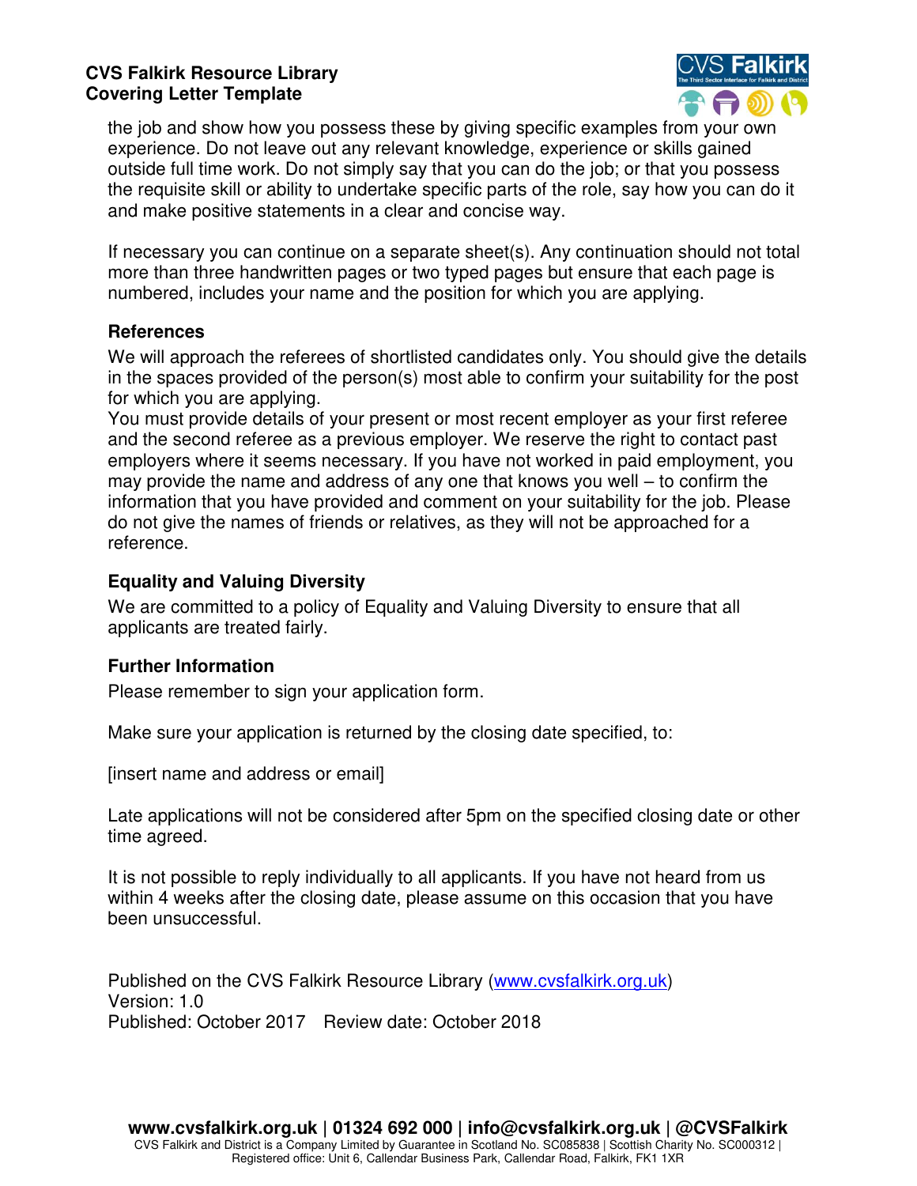the job and show how you possess these by giving specific examples from your own experience. Do not leave out any relevant knowledge, experience or skills gained outside full time work. Do not simply say that you can do the job; or that you possess the requisite skill or ability to undertake specific parts of the role, say how you can do it and make positive statements in a clear and concise way.

If necessary you can continue on a separate sheet(s). Any continuation should not total more than three handwritten pages or two typed pages but ensure that each page is numbered, includes your name and the position for which you are applying.

### References

We will approach the referees of shortlisted candidates only. You should give the details in the spaces provided of the person(s) most able to confirm your suitability for the post for which you are applying.
You must provide details of your present or most recent employer as your first referee and the second referee as a previous employer. We reserve the right to contact past employers where it seems necessary. If you have not worked in paid employment, you may provide the name and address of any one that knows you well – to confirm the information that you have provided and comment on your suitability for the job. Please do not give the names of friends or relatives, as they will not be approached for a reference.

### Equality and Valuing Diversity

We are committed to a policy of Equality and Valuing Diversity to ensure that all applicants are treated fairly.

### Further Information

Please remember to sign your application form.

Make sure your application is returned by the closing date specified, to:

[insert name and address or email]

Late applications will not be considered after 5pm on the specified closing date or other time agreed.

It is not possible to reply individually to all applicants. If you have not heard from us within 4 weeks after the closing date, please assume on this occasion that you have been unsuccessful.

Published on the CVS Falkirk Resource Library (www.cvsfalkirk.org.uk)
Version: 1.0
Published: October 2017  Review date: October 2018